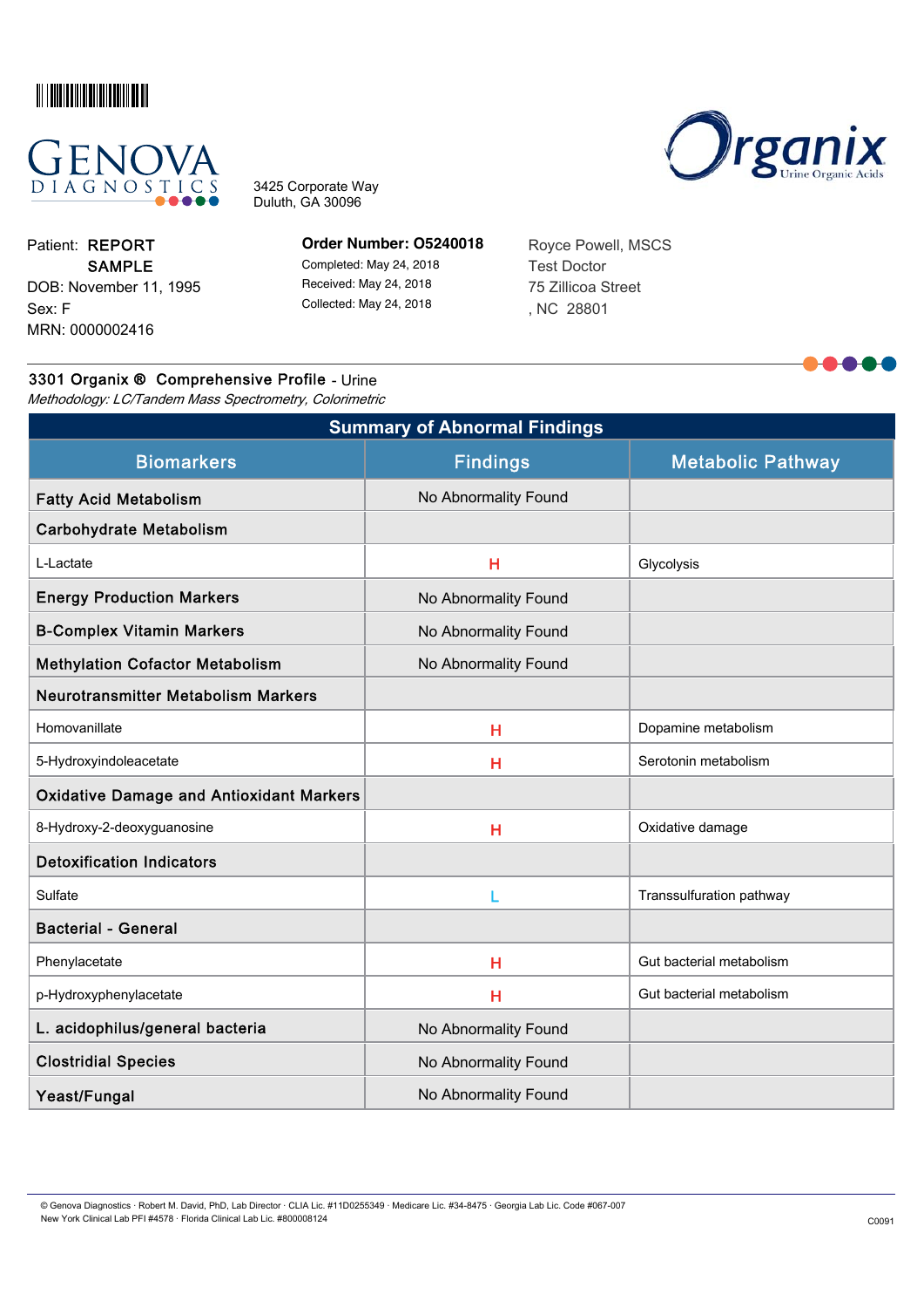GENOVA DIAGNOSTICS

3425 Corporate Way
Duluth, GA 30096

Organix Urine Organic Acids

Patient: REPORT SAMPLE
DOB: November 11, 1995
Sex: F
MRN: 0000002416

**Order Number: O5240018**
Completed: May 24, 2018
Received: May 24, 2018
Collected: May 24, 2018

Royce Powell, MSCS
Test Doctor
75 Zillicoa Street
, NC 28801

## 3301 Organix ® Comprehensive Profile - Urine

*Methodology: LC/Tandem Mass Spectrometry, Colorimetric*

### Summary of Abnormal Findings

| Biomarkers | Findings | Metabolic Pathway |
|---|---|---|
| **Fatty Acid Metabolism** | No Abnormality Found | |
| **Carbohydrate Metabolism** | | |
| L-Lactate | H | Glycolysis |
| **Energy Production Markers** | No Abnormality Found | |
| **B-Complex Vitamin Markers** | No Abnormality Found | |
| **Methylation Cofactor Metabolism** | No Abnormality Found | |
| **Neurotransmitter Metabolism Markers** | | |
| Homovanillate | H | Dopamine metabolism |
| 5-Hydroxyindoleacetate | H | Serotonin metabolism |
| **Oxidative Damage and Antioxidant Markers** | | |
| 8-Hydroxy-2-deoxyguanosine | H | Oxidative damage |
| **Detoxification Indicators** | | |
| Sulfate | L | Transsulfuration pathway |
| **Bacterial - General** | | |
| Phenylacetate | H | Gut bacterial metabolism |
| p-Hydroxyphenylacetate | H | Gut bacterial metabolism |
| **L. acidophilus/general bacteria** | No Abnormality Found | |
| **Clostridial Species** | No Abnormality Found | |
| **Yeast/Fungal** | No Abnormality Found | |

© Genova Diagnostics · Robert M. David, PhD, Lab Director · CLIA Lic. #11D0255349 · Medicare Lic. #34-8475 · Georgia Lab Lic. Code #067-007
New York Clinical Lab PFI #4578 · Florida Clinical Lab Lic. #800008124

C0091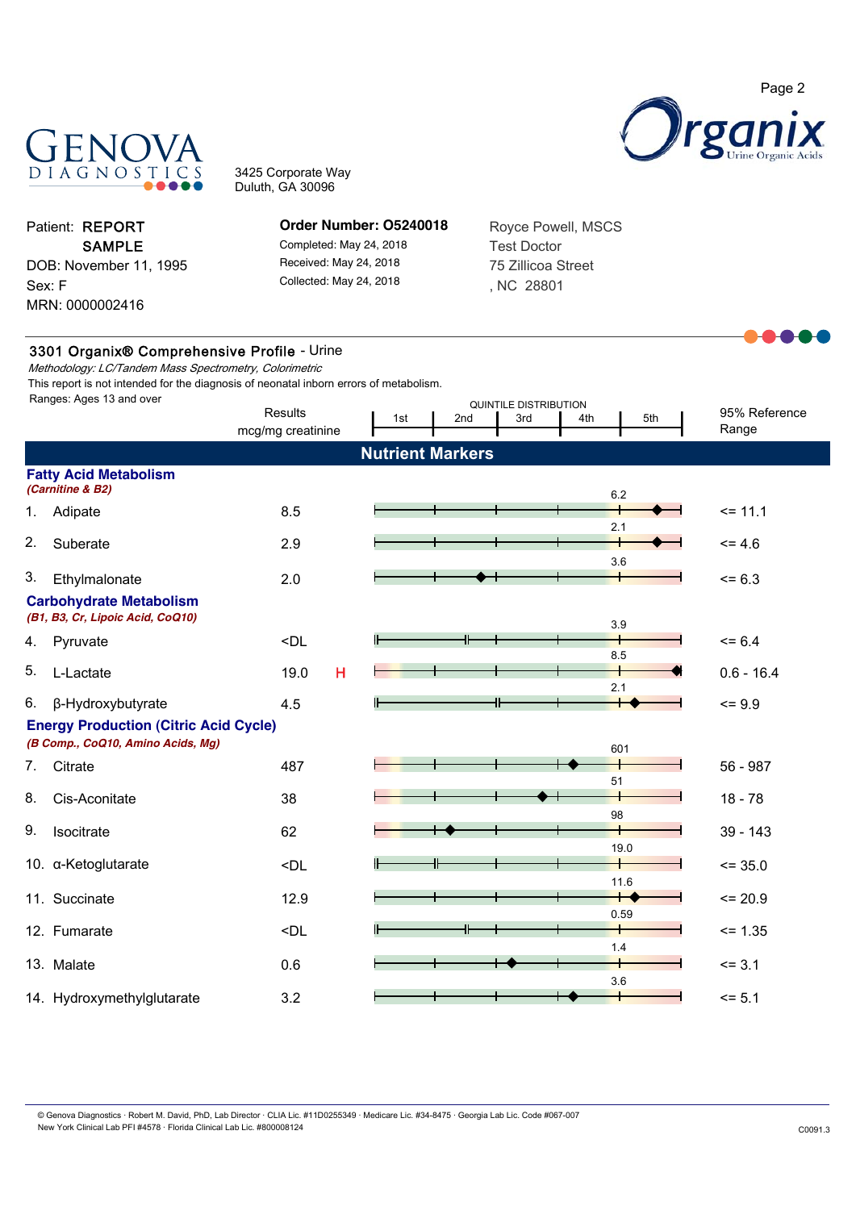Genova Diagnostics
3425 Corporate Way
Duluth, GA 30096

Organix Urine Organic Acids

| | | |
|---|---|---|
| Patient: **REPORT SAMPLE** | **Order Number: O5240018** | Royce Powell, MSCS |
| DOB: November 11, 1995 | Completed: May 24, 2018 | Test Doctor |
| Sex: F | Received: May 24, 2018 | 75 Zillicoa Street |
| MRN: 0000002416 | Collected: May 24, 2018 | , NC 28801 |

## 3301 Organix® Comprehensive Profile - Urine

*Methodology: LC/Tandem Mass Spectrometry, Colorimetric*

This report is not intended for the diagnosis of neonatal inborn errors of metabolism.

Ranges: Ages 13 and over

### Nutrient Markers

| | Results mcg/mg creatinine | | Quintile Distribution (5th quintile threshold) | 95% Reference Range |
|---|---|---|---|---|
| **Fatty Acid Metabolism** *(Carnitine & B2)* | | | | |
| 1. Adipate | 8.5 | | 6.2 | <= 11.1 |
| 2. Suberate | 2.9 | | 2.1 | <= 4.6 |
| 3. Ethylmalonate | 2.0 | | 3.6 | <= 6.3 |
| **Carbohydrate Metabolism** *(B1, B3, Cr, Lipoic Acid, CoQ10)* | | | | |
| 4. Pyruvate | <DL | | 3.9 | <= 6.4 |
| 5. L-Lactate | 19.0 | H | 8.5 | 0.6 - 16.4 |
| 6. β-Hydroxybutyrate | 4.5 | | 2.1 | <= 9.9 |
| **Energy Production (Citric Acid Cycle)** *(B Comp., CoQ10, Amino Acids, Mg)* | | | | |
| 7. Citrate | 487 | | 601 | 56 - 987 |
| 8. Cis-Aconitate | 38 | | 51 | 18 - 78 |
| 9. Isocitrate | 62 | | 98 | 39 - 143 |
| 10. α-Ketoglutarate | <DL | | 19.0 | <= 35.0 |
| 11. Succinate | 12.9 | | 11.6 | <= 20.9 |
| 12. Fumarate | <DL | | 0.59 | <= 1.35 |
| 13. Malate | 0.6 | | 1.4 | <= 3.1 |
| 14. Hydroxymethylglutarate | 3.2 | | 3.6 | <= 5.1 |

© Genova Diagnostics · Robert M. David, PhD, Lab Director · CLIA Lic. #11D0255349 · Medicare Lic. #34-8475 · Georgia Lab Lic. Code #067-007
New York Clinical Lab PFI #4578 · Florida Clinical Lab Lic. #800008124

C0091.3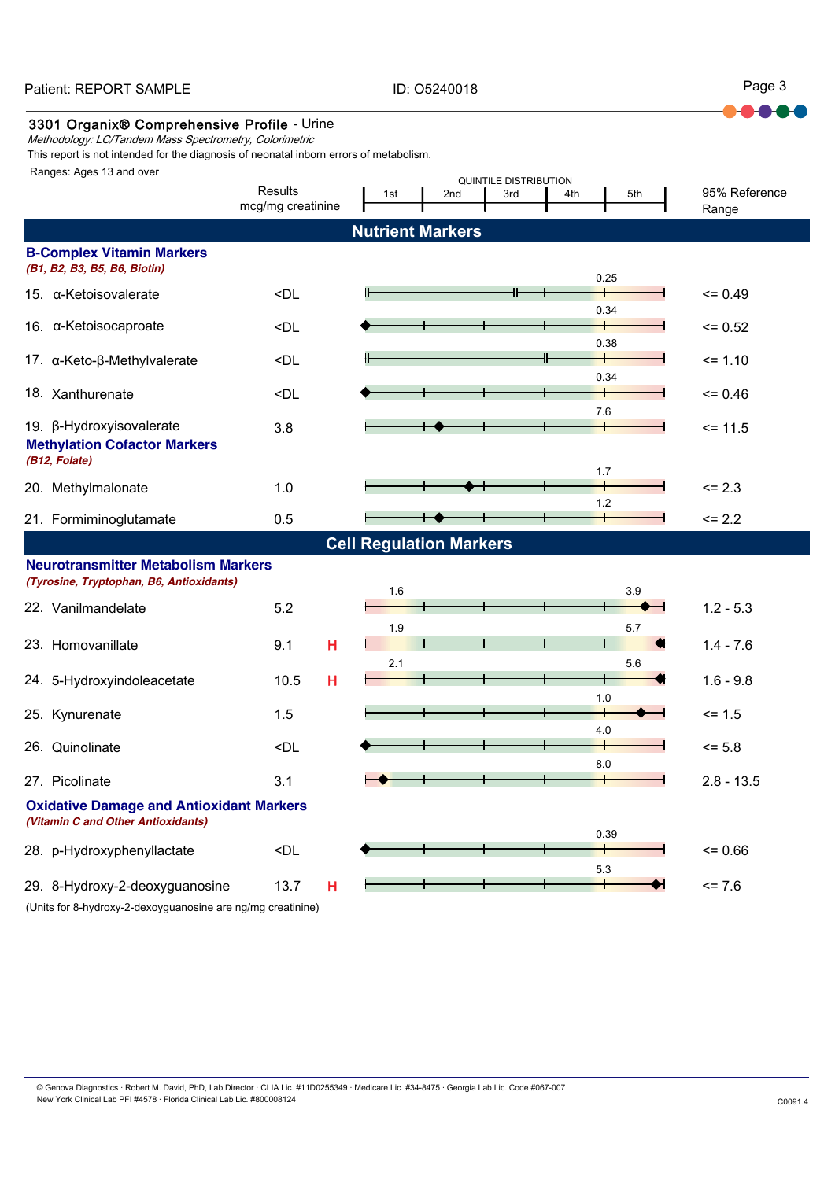Patient: REPORT SAMPLE    ID: O5240018

## 3301 Organix® Comprehensive Profile - Urine

*Methodology: LC/Tandem Mass Spectrometry, Colorimetric*

This report is not intended for the diagnosis of neonatal inborn errors of metabolism.

Ranges: Ages 13 and over

| | Results mcg/mg creatinine | | Quintile Distribution (markers) | 95% Reference Range |
|---|---|---|---|---|
| **Nutrient Markers** | | | | |
| **B-Complex Vitamin Markers** *(B1, B2, B3, B5, B6, Biotin)* | | | | |
| 15. α-Ketoisovalerate | <DL | | 0.25 | <= 0.49 |
| 16. α-Ketoisocaproate | <DL | | 0.34 | <= 0.52 |
| 17. α-Keto-β-Methylvalerate | <DL | | 0.38 | <= 1.10 |
| 18. Xanthurenate | <DL | | 0.34 | <= 0.46 |
| 19. β-Hydroxyisovalerate | 3.8 | | 7.6 | <= 11.5 |
| **Methylation Cofactor Markers** *(B12, Folate)* | | | | |
| 20. Methylmalonate | 1.0 | | 1.7 | <= 2.3 |
| 21. Formiminoglutamate | 0.5 | | 1.2 | <= 2.2 |
| **Cell Regulation Markers** | | | | |
| **Neurotransmitter Metabolism Markers** *(Tyrosine, Tryptophan, B6, Antioxidants)* | | | | |
| 22. Vanilmandelate | 5.2 | | 1.6 / 3.9 | 1.2 - 5.3 |
| 23. Homovanillate | 9.1 | H | 1.9 / 5.7 | 1.4 - 7.6 |
| 24. 5-Hydroxyindoleacetate | 10.5 | H | 2.1 / 5.6 | 1.6 - 9.8 |
| 25. Kynurenate | 1.5 | | 1.0 | <= 1.5 |
| 26. Quinolinate | <DL | | 4.0 | <= 5.8 |
| 27. Picolinate | 3.1 | | 8.0 | 2.8 - 13.5 |
| **Oxidative Damage and Antioxidant Markers** *(Vitamin C and Other Antioxidants)* | | | | |
| 28. p-Hydroxyphenyllactate | <DL | | 0.39 | <= 0.66 |
| 29. 8-Hydroxy-2-deoxyguanosine | 13.7 | H | 5.3 | <= 7.6 |

(Units for 8-hydroxy-2-dexoyguanosine are ng/mg creatinine)

© Genova Diagnostics · Robert M. David, PhD, Lab Director · CLIA Lic. #11D0255349 · Medicare Lic. #34-8475 · Georgia Lab Lic. Code #067-007
New York Clinical Lab PFI #4578 · Florida Clinical Lab Lic. #800008124

C0091.4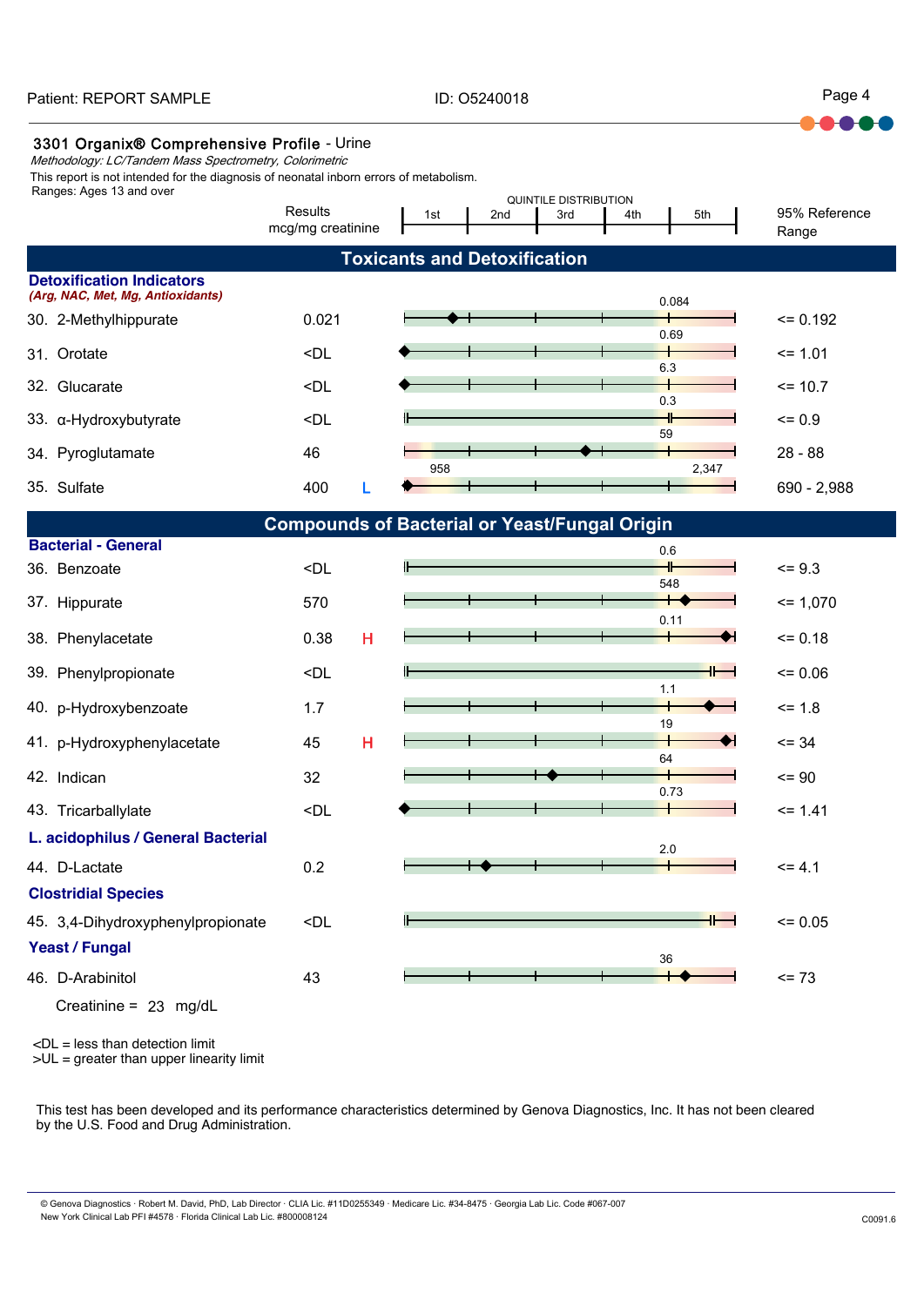## 3301 Organix® Comprehensive Profile - Urine

*Methodology: LC/Tandem Mass Spectrometry, Colorimetric*

This report is not intended for the diagnosis of neonatal inborn errors of metabolism.

Ranges: Ages 13 and over

### Toxicants and Detoxification

| | Results mcg/mg creatinine | | Quintile Distribution (1st–5th) | 95% Reference Range |
|---|---|---|---|---|
| **Detoxification Indicators** *(Arg, NAC, Met, Mg, Antioxidants)* | | | | |
| 30. 2-Methylhippurate | 0.021 | | 0.084 | <= 0.192 |
| 31. Orotate | <DL | | 0.69 | <= 1.01 |
| 32. Glucarate | <DL | | 6.3 | <= 10.7 |
| 33. α-Hydroxybutyrate | <DL | | 0.3 | <= 0.9 |
| 34. Pyroglutamate | 46 | | 59 | 28 - 88 |
| 35. Sulfate | 400 | L | 958 / 2,347 | 690 - 2,988 |

### Compounds of Bacterial or Yeast/Fungal Origin

| | Results mcg/mg creatinine | | Quintile Distribution (1st–5th) | 95% Reference Range |
|---|---|---|---|---|
| **Bacterial - General** | | | | |
| 36. Benzoate | <DL | | 0.6 | <= 9.3 |
| 37. Hippurate | 570 | | 548 | <= 1,070 |
| 38. Phenylacetate | 0.38 | H | 0.11 | <= 0.18 |
| 39. Phenylpropionate | <DL | | | <= 0.06 |
| 40. p-Hydroxybenzoate | 1.7 | | 1.1 | <= 1.8 |
| 41. p-Hydroxyphenylacetate | 45 | H | 19 | <= 34 |
| 42. Indican | 32 | | 64 | <= 90 |
| 43. Tricarballylate | <DL | | 0.73 | <= 1.41 |
| **L. acidophilus / General Bacterial** | | | | |
| 44. D-Lactate | 0.2 | | 2.0 | <= 4.1 |
| **Clostridial Species** | | | | |
| 45. 3,4-Dihydroxyphenylpropionate | <DL | | | <= 0.05 |
| **Yeast / Fungal** | | | | |
| 46. D-Arabinitol | 43 | | 36 | <= 73 |

Creatinine = 23 mg/dL

<DL = less than detection limit
>UL = greater than upper linearity limit

This test has been developed and its performance characteristics determined by Genova Diagnostics, Inc. It has not been cleared by the U.S. Food and Drug Administration.

© Genova Diagnostics · Robert M. David, PhD, Lab Director · CLIA Lic. #11D0255349 · Medicare Lic. #34-8475 · Georgia Lab Lic. Code #067-007
New York Clinical Lab PFI #4578 · Florida Clinical Lab Lic. #800008124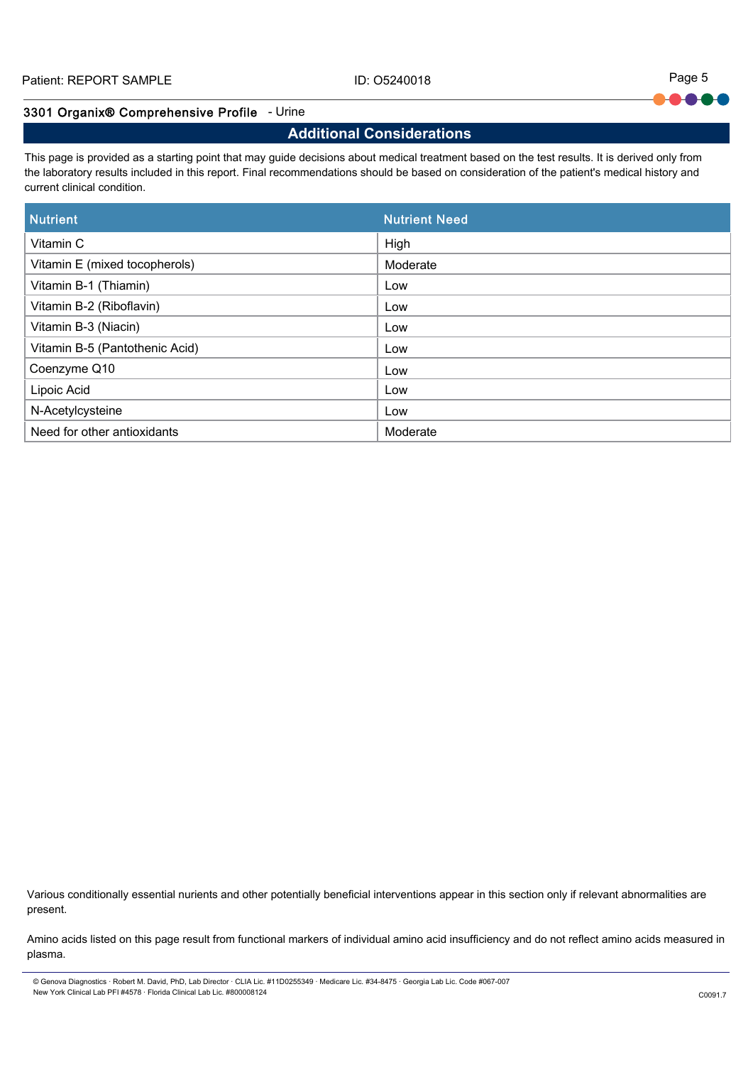## 3301 Organix® Comprehensive Profile - Urine

## Additional Considerations

This page is provided as a starting point that may guide decisions about medical treatment based on the test results. It is derived only from the laboratory results included in this report. Final recommendations should be based on consideration of the patient's medical history and current clinical condition.

| Nutrient | Nutrient Need |
|---|---|
| Vitamin C | High |
| Vitamin E (mixed tocopherols) | Moderate |
| Vitamin B-1 (Thiamin) | Low |
| Vitamin B-2 (Riboflavin) | Low |
| Vitamin B-3 (Niacin) | Low |
| Vitamin B-5 (Pantothenic Acid) | Low |
| Coenzyme Q10 | Low |
| Lipoic Acid | Low |
| N-Acetylcysteine | Low |
| Need for other antioxidants | Moderate |

Various conditionally essential nurients and other potentially beneficial interventions appear in this section only if relevant abnormalities are present.

Amino acids listed on this page result from functional markers of individual amino acid insufficiency and do not reflect amino acids measured in plasma.

© Genova Diagnostics · Robert M. David, PhD, Lab Director · CLIA Lic. #11D0255349 · Medicare Lic. #34-8475 · Georgia Lab Lic. Code #067-007
New York Clinical Lab PFI #4578 · Florida Clinical Lab Lic. #800008124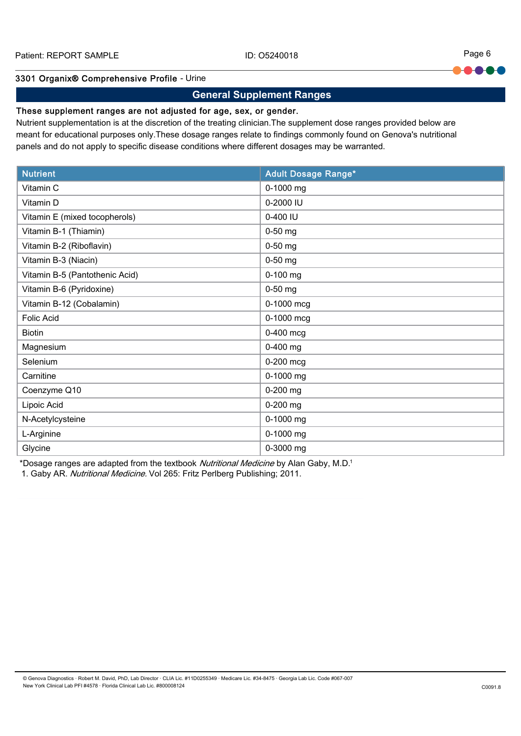## 3301 Organix® Comprehensive Profile - Urine

## General Supplement Ranges

**These supplement ranges are not adjusted for age, sex, or gender.**

Nutrient supplementation is at the discretion of the treating clinician.The supplement dose ranges provided below are meant for educational purposes only.These dosage ranges relate to findings commonly found on Genova's nutritional panels and do not apply to specific disease conditions where different dosages may be warranted.

| Nutrient | Adult Dosage Range* |
|---|---|
| Vitamin C | 0-1000 mg |
| Vitamin D | 0-2000 IU |
| Vitamin E (mixed tocopherols) | 0-400 IU |
| Vitamin B-1 (Thiamin) | 0-50 mg |
| Vitamin B-2 (Riboflavin) | 0-50 mg |
| Vitamin B-3 (Niacin) | 0-50 mg |
| Vitamin B-5 (Pantothenic Acid) | 0-100 mg |
| Vitamin B-6 (Pyridoxine) | 0-50 mg |
| Vitamin B-12 (Cobalamin) | 0-1000 mcg |
| Folic Acid | 0-1000 mcg |
| Biotin | 0-400 mcg |
| Magnesium | 0-400 mg |
| Selenium | 0-200 mcg |
| Carnitine | 0-1000 mg |
| Coenzyme Q10 | 0-200 mg |
| Lipoic Acid | 0-200 mg |
| N-Acetylcysteine | 0-1000 mg |
| L-Arginine | 0-1000 mg |
| Glycine | 0-3000 mg |

*Dosage ranges are adapted from the textbook *Nutritional Medicine* by Alan Gaby, M.D.[1]

1. Gaby AR. *Nutritional Medicine.* Vol 265: Fritz Perlberg Publishing; 2011.

© Genova Diagnostics · Robert M. David, PhD, Lab Director · CLIA Lic. #11D0255349 · Medicare Lic. #34-8475 · Georgia Lab Lic. Code #067-007
New York Clinical Lab PFI #4578 · Florida Clinical Lab Lic. #800008124